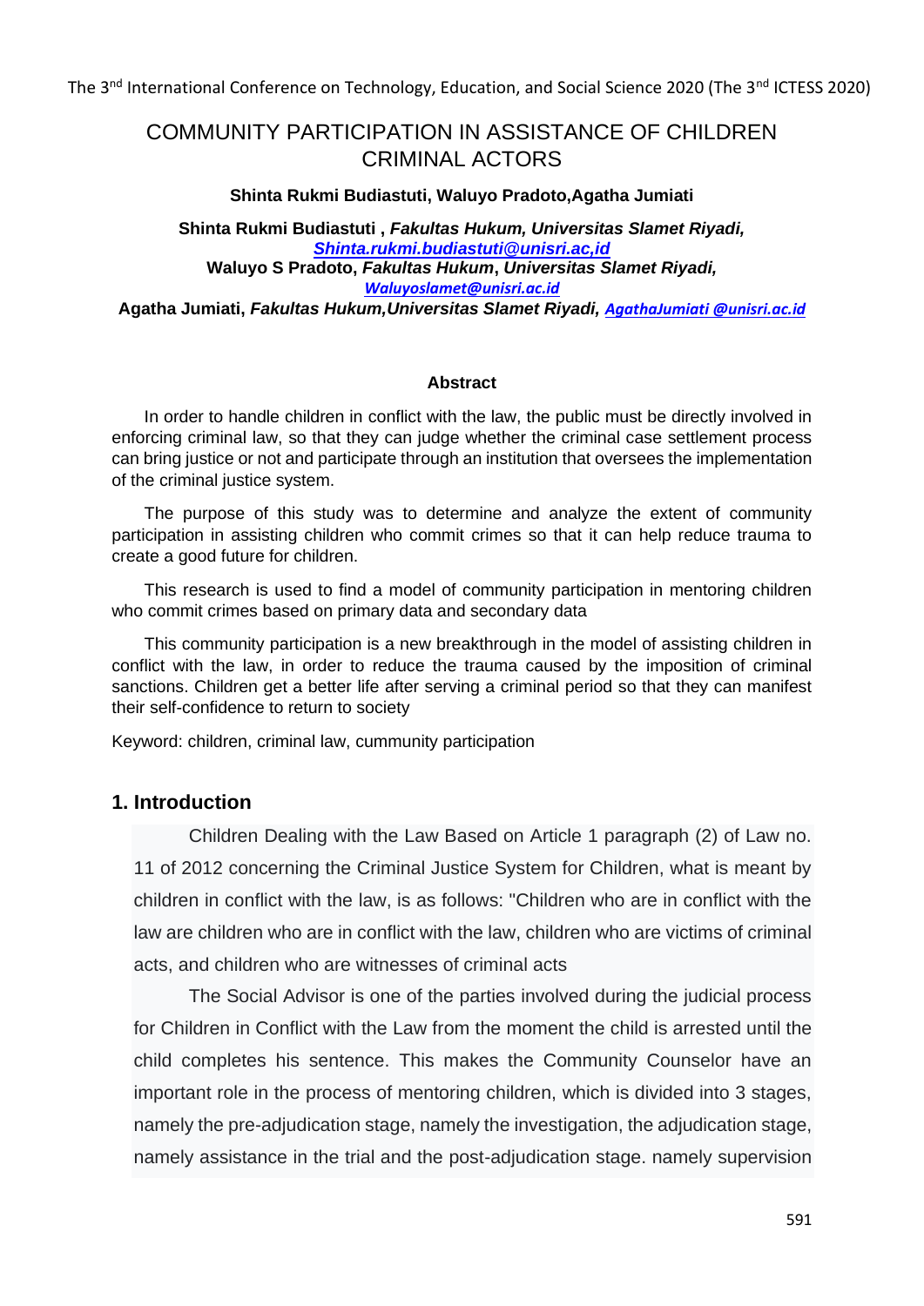# COMMUNITY PARTICIPATION IN ASSISTANCE OF CHILDREN CRIMINAL ACTORS

**Shinta Rukmi Budiastuti, Waluyo Pradoto,Agatha Jumiati**

**Shinta Rukmi Budiastuti ,** ***Fakultas Hukum, Universitas Slamet Riyadi,*** ***Shinta.rukmi.budiastuti@unisri.ac,id***
**Waluyo S Pradoto,** ***Fakultas Hukum*****,** ***Universitas Slamet Riyadi,*** ***Waluyoslamet@unisri.ac.id***
**Agatha Jumiati,** ***Fakultas Hukum,Universitas Slamet Riyadi,*** ***AgathaJumiati @unisri.ac.id***

**Abstract**

In order to handle children in conflict with the law, the public must be directly involved in enforcing criminal law, so that they can judge whether the criminal case settlement process can bring justice or not and participate through an institution that oversees the implementation of the criminal justice system.

The purpose of this study was to determine and analyze the extent of community participation in assisting children who commit crimes so that it can help reduce trauma to create a good future for children.

This research is used to find a model of community participation in mentoring children who commit crimes based on primary data and secondary data

This community participation is a new breakthrough in the model of assisting children in conflict with the law, in order to reduce the trauma caused by the imposition of criminal sanctions. Children get a better life after serving a criminal period so that they can manifest their self-confidence to return to society

Keyword: children, criminal law, cummunity participation

## 1. Introduction

Children Dealing with the Law Based on Article 1 paragraph (2) of Law no. 11 of 2012 concerning the Criminal Justice System for Children, what is meant by children in conflict with the law, is as follows: "Children who are in conflict with the law are children who are in conflict with the law, children who are victims of criminal acts, and children who are witnesses of criminal acts

The Social Advisor is one of the parties involved during the judicial process for Children in Conflict with the Law from the moment the child is arrested until the child completes his sentence. This makes the Community Counselor have an important role in the process of mentoring children, which is divided into 3 stages, namely the pre-adjudication stage, namely the investigation, the adjudication stage, namely assistance in the trial and the post-adjudication stage. namely supervision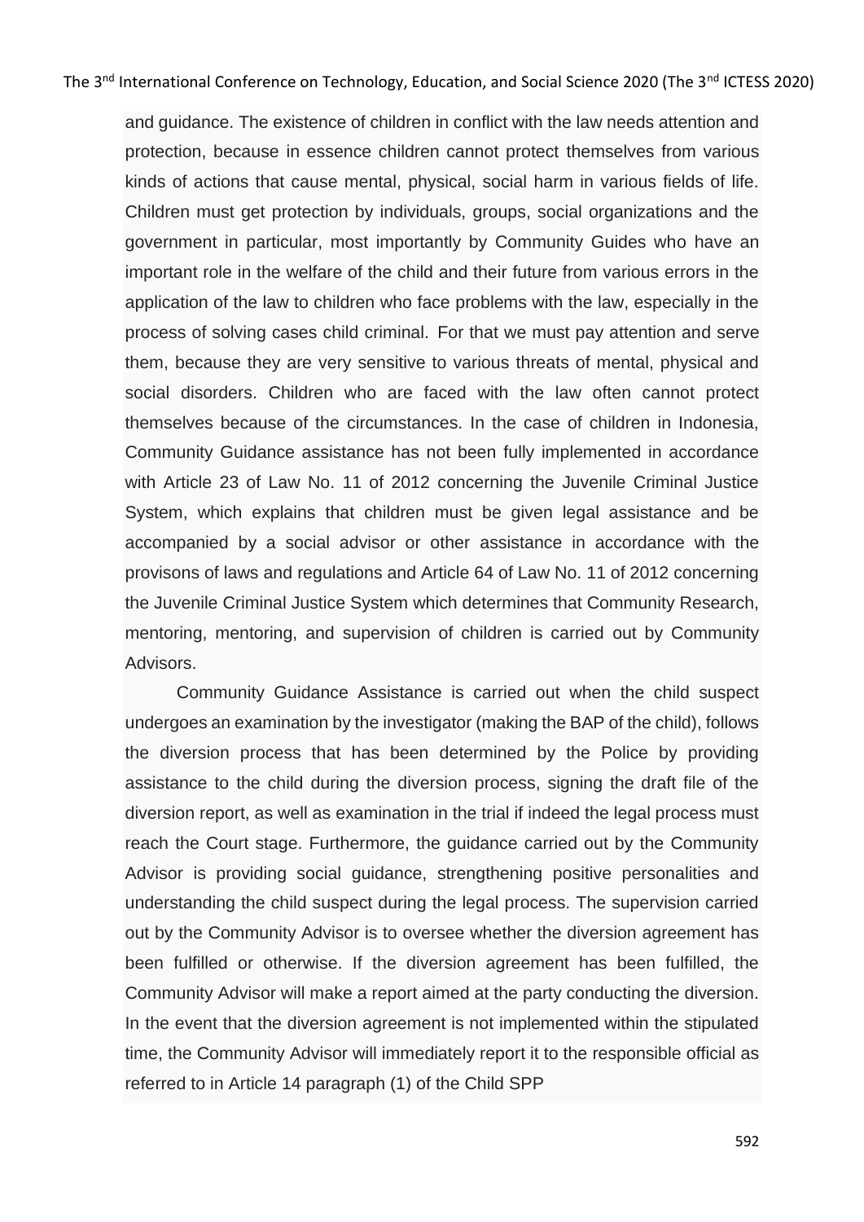and guidance. The existence of children in conflict with the law needs attention and protection, because in essence children cannot protect themselves from various kinds of actions that cause mental, physical, social harm in various fields of life. Children must get protection by individuals, groups, social organizations and the government in particular, most importantly by Community Guides who have an important role in the welfare of the child and their future from various errors in the application of the law to children who face problems with the law, especially in the process of solving cases child criminal. For that we must pay attention and serve them, because they are very sensitive to various threats of mental, physical and social disorders. Children who are faced with the law often cannot protect themselves because of the circumstances. In the case of children in Indonesia, Community Guidance assistance has not been fully implemented in accordance with Article 23 of Law No. 11 of 2012 concerning the Juvenile Criminal Justice System, which explains that children must be given legal assistance and be accompanied by a social advisor or other assistance in accordance with the provisons of laws and regulations and Article 64 of Law No. 11 of 2012 concerning the Juvenile Criminal Justice System which determines that Community Research, mentoring, mentoring, and supervision of children is carried out by Community Advisors.

Community Guidance Assistance is carried out when the child suspect undergoes an examination by the investigator (making the BAP of the child), follows the diversion process that has been determined by the Police by providing assistance to the child during the diversion process, signing the draft file of the diversion report, as well as examination in the trial if indeed the legal process must reach the Court stage. Furthermore, the guidance carried out by the Community Advisor is providing social guidance, strengthening positive personalities and understanding the child suspect during the legal process. The supervision carried out by the Community Advisor is to oversee whether the diversion agreement has been fulfilled or otherwise. If the diversion agreement has been fulfilled, the Community Advisor will make a report aimed at the party conducting the diversion. In the event that the diversion agreement is not implemented within the stipulated time, the Community Advisor will immediately report it to the responsible official as referred to in Article 14 paragraph (1) of the Child SPP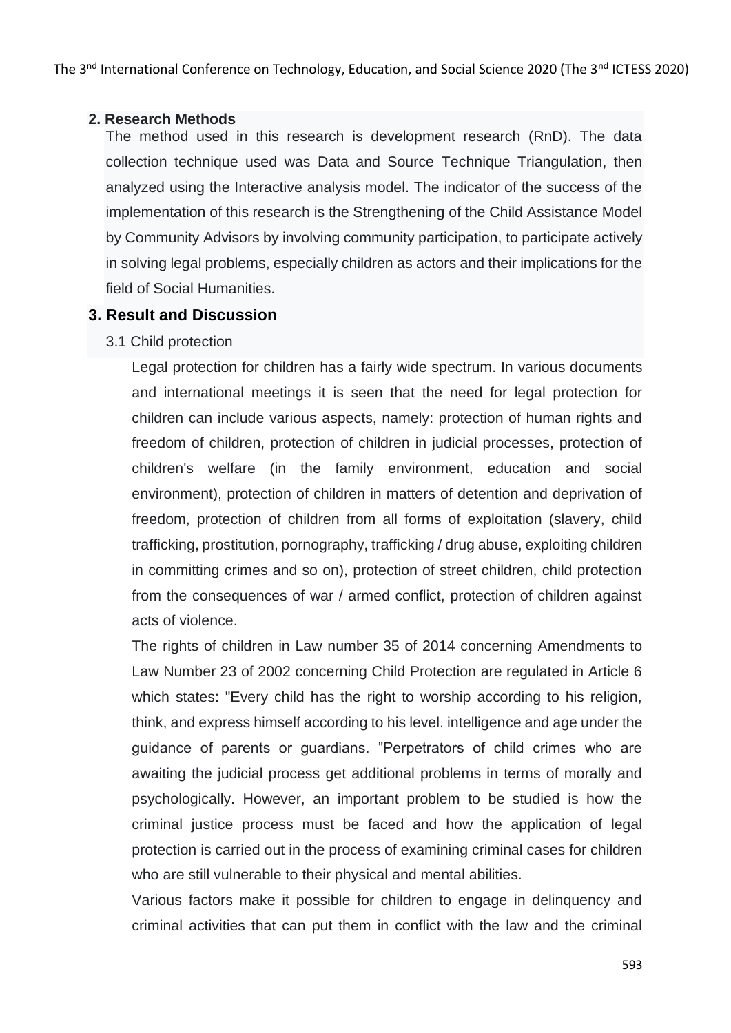## 2. Research Methods

The method used in this research is development research (RnD). The data collection technique used was Data and Source Technique Triangulation, then analyzed using the Interactive analysis model. The indicator of the success of the implementation of this research is the Strengthening of the Child Assistance Model by Community Advisors by involving community participation, to participate actively in solving legal problems, especially children as actors and their implications for the field of Social Humanities.

## 3. Result and Discussion

### 3.1 Child protection

Legal protection for children has a fairly wide spectrum. In various documents and international meetings it is seen that the need for legal protection for children can include various aspects, namely: protection of human rights and freedom of children, protection of children in judicial processes, protection of children's welfare (in the family environment, education and social environment), protection of children in matters of detention and deprivation of freedom, protection of children from all forms of exploitation (slavery, child trafficking, prostitution, pornography, trafficking / drug abuse, exploiting children in committing crimes and so on), protection of street children, child protection from the consequences of war / armed conflict, protection of children against acts of violence.

The rights of children in Law number 35 of 2014 concerning Amendments to Law Number 23 of 2002 concerning Child Protection are regulated in Article 6 which states: "Every child has the right to worship according to his religion, think, and express himself according to his level. intelligence and age under the guidance of parents or guardians. "Perpetrators of child crimes who are awaiting the judicial process get additional problems in terms of morally and psychologically. However, an important problem to be studied is how the criminal justice process must be faced and how the application of legal protection is carried out in the process of examining criminal cases for children who are still vulnerable to their physical and mental abilities.

Various factors make it possible for children to engage in delinquency and criminal activities that can put them in conflict with the law and the criminal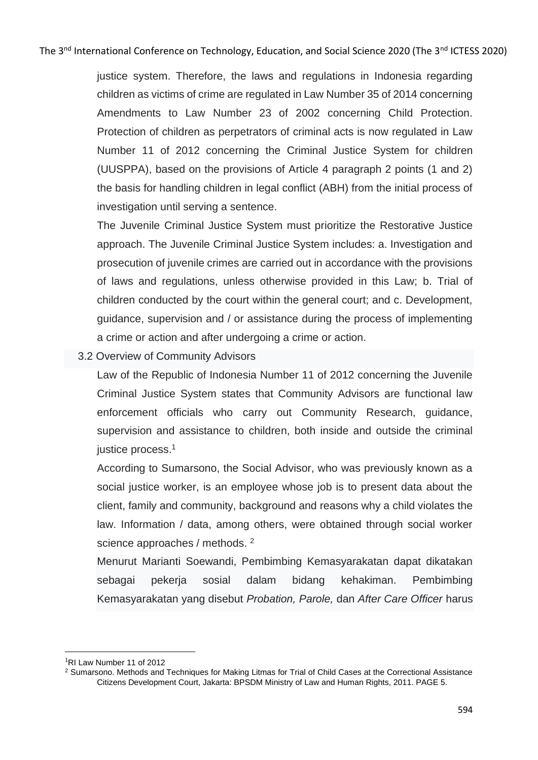justice system. Therefore, the laws and regulations in Indonesia regarding children as victims of crime are regulated in Law Number 35 of 2014 concerning Amendments to Law Number 23 of 2002 concerning Child Protection. Protection of children as perpetrators of criminal acts is now regulated in Law Number 11 of 2012 concerning the Criminal Justice System for children (UUSPPA), based on the provisions of Article 4 paragraph 2 points (1 and 2) the basis for handling children in legal conflict (ABH) from the initial process of investigation until serving a sentence.

The Juvenile Criminal Justice System must prioritize the Restorative Justice approach. The Juvenile Criminal Justice System includes: a. Investigation and prosecution of juvenile crimes are carried out in accordance with the provisions of laws and regulations, unless otherwise provided in this Law; b. Trial of children conducted by the court within the general court; and c. Development, guidance, supervision and / or assistance during the process of implementing a crime or action and after undergoing a crime or action.

### 3.2 Overview of Community Advisors

Law of the Republic of Indonesia Number 11 of 2012 concerning the Juvenile Criminal Justice System states that Community Advisors are functional law enforcement officials who carry out Community Research, guidance, supervision and assistance to children, both inside and outside the criminal justice process.[1]

According to Sumarsono, the Social Advisor, who was previously known as a social justice worker, is an employee whose job is to present data about the client, family and community, background and reasons why a child violates the law. Information / data, among others, were obtained through social worker science approaches / methods. [2]

Menurut Marianti Soewandi, Pembimbing Kemasyarakatan dapat dikatakan sebagai pekerja sosial dalam bidang kehakiman. Pembimbing Kemasyarakatan yang disebut *Probation, Parole,* dan *After Care Officer* harus

---

[1] RI Law Number 11 of 2012

[2] Sumarsono. Methods and Techniques for Making Litmas for Trial of Child Cases at the Correctional Assistance Citizens Development Court, Jakarta: BPSDM Ministry of Law and Human Rights, 2011. PAGE 5.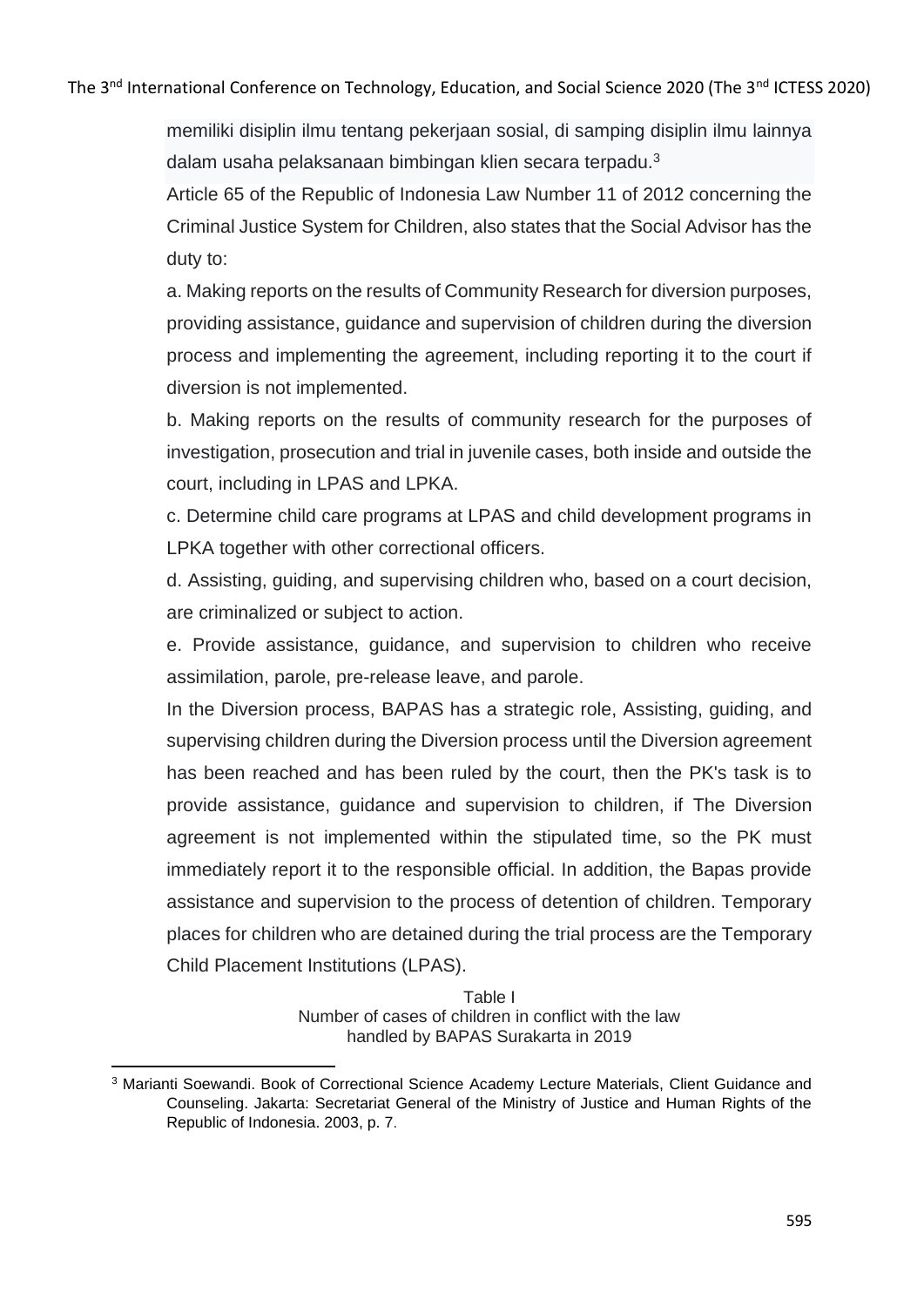memiliki disiplin ilmu tentang pekerjaan sosial, di samping disiplin ilmu lainnya dalam usaha pelaksanaan bimbingan klien secara terpadu.[3]

Article 65 of the Republic of Indonesia Law Number 11 of 2012 concerning the Criminal Justice System for Children, also states that the Social Advisor has the duty to:

a. Making reports on the results of Community Research for diversion purposes, providing assistance, guidance and supervision of children during the diversion process and implementing the agreement, including reporting it to the court if diversion is not implemented.

b. Making reports on the results of community research for the purposes of investigation, prosecution and trial in juvenile cases, both inside and outside the court, including in LPAS and LPKA.

c. Determine child care programs at LPAS and child development programs in LPKA together with other correctional officers.

d. Assisting, guiding, and supervising children who, based on a court decision, are criminalized or subject to action.

e. Provide assistance, guidance, and supervision to children who receive assimilation, parole, pre-release leave, and parole.

In the Diversion process, BAPAS has a strategic role, Assisting, guiding, and supervising children during the Diversion process until the Diversion agreement has been reached and has been ruled by the court, then the PK's task is to provide assistance, guidance and supervision to children, if The Diversion agreement is not implemented within the stipulated time, so the PK must immediately report it to the responsible official. In addition, the Bapas provide assistance and supervision to the process of detention of children. Temporary places for children who are detained during the trial process are the Temporary Child Placement Institutions (LPAS).

Table I
Number of cases of children in conflict with the law
handled by BAPAS Surakarta in 2019

---

[3] Marianti Soewandi. Book of Correctional Science Academy Lecture Materials, Client Guidance and Counseling. Jakarta: Secretariat General of the Ministry of Justice and Human Rights of the Republic of Indonesia. 2003, p. 7.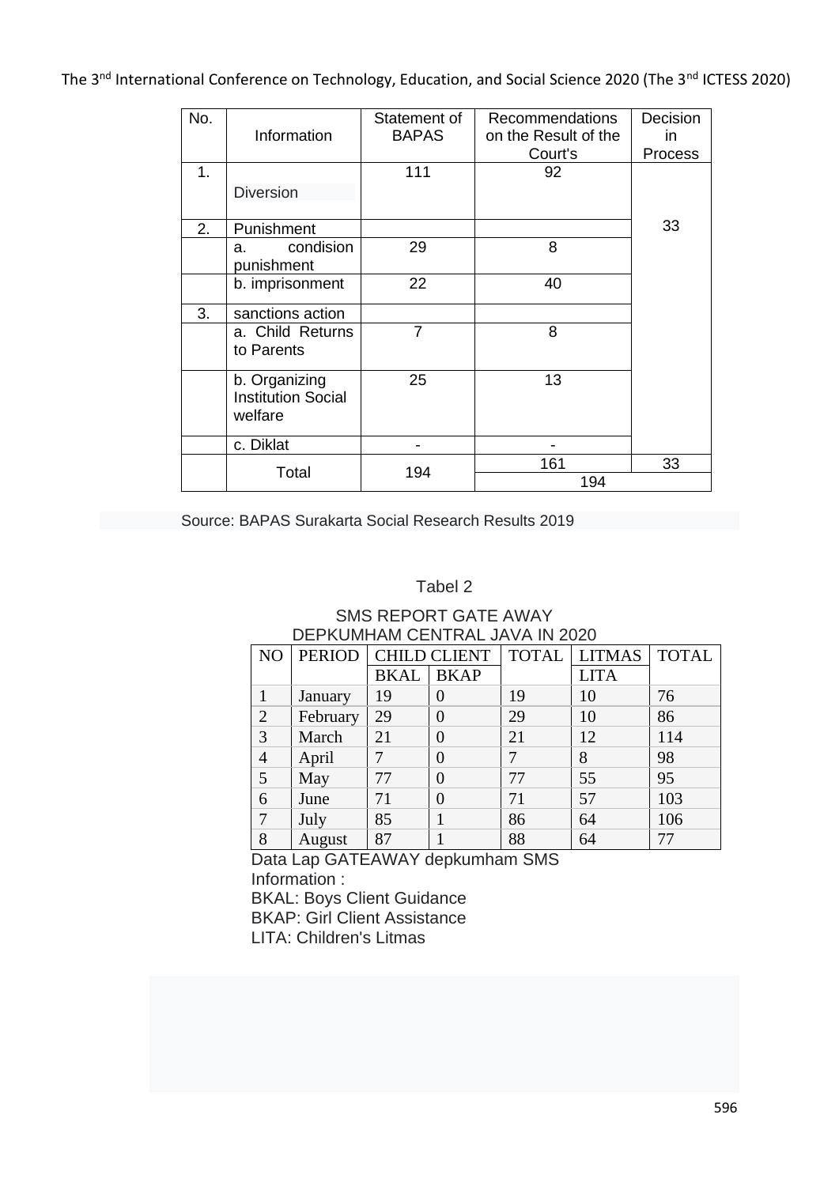| No. | Information | Statement of BAPAS | Recommendations on the Result of the Court's | Decision in Process |
|---|---|---|---|---|
| 1. | Diversion | 111 | 92 | 33 |
| 2. | Punishment | | | |
| | a. condision punishment | 29 | 8 | |
| | b. imprisonment | 22 | 40 | |
| 3. | sanctions action | | | |
| | a. Child Returns to Parents | 7 | 8 | |
| | b. Organizing Institution Social welfare | 25 | 13 | |
| | c. Diklat | - | - | |
| | Total | 194 | 161 | 33 |
| | | | 194 | |

Source: BAPAS Surakarta Social Research Results 2019

Tabel 2

SMS REPORT GATE AWAY
DEPKUMHAM CENTRAL JAVA IN 2020

| NO | PERIOD | CHILD CLIENT | | TOTAL | LITMAS | TOTAL |
|---|---|---|---|---|---|---|
| | | BKAL | BKAP | | LITA | |
| 1 | January | 19 | 0 | 19 | 10 | 76 |
| 2 | February | 29 | 0 | 29 | 10 | 86 |
| 3 | March | 21 | 0 | 21 | 12 | 114 |
| 4 | April | 7 | 0 | 7 | 8 | 98 |
| 5 | May | 77 | 0 | 77 | 55 | 95 |
| 6 | June | 71 | 0 | 71 | 57 | 103 |
| 7 | July | 85 | 1 | 86 | 64 | 106 |
| 8 | August | 87 | 1 | 88 | 64 | 77 |

Data Lap GATEAWAY depkumham SMS

Information :

BKAL: Boys Client Guidance

BKAP: Girl Client Assistance

LITA: Children's Litmas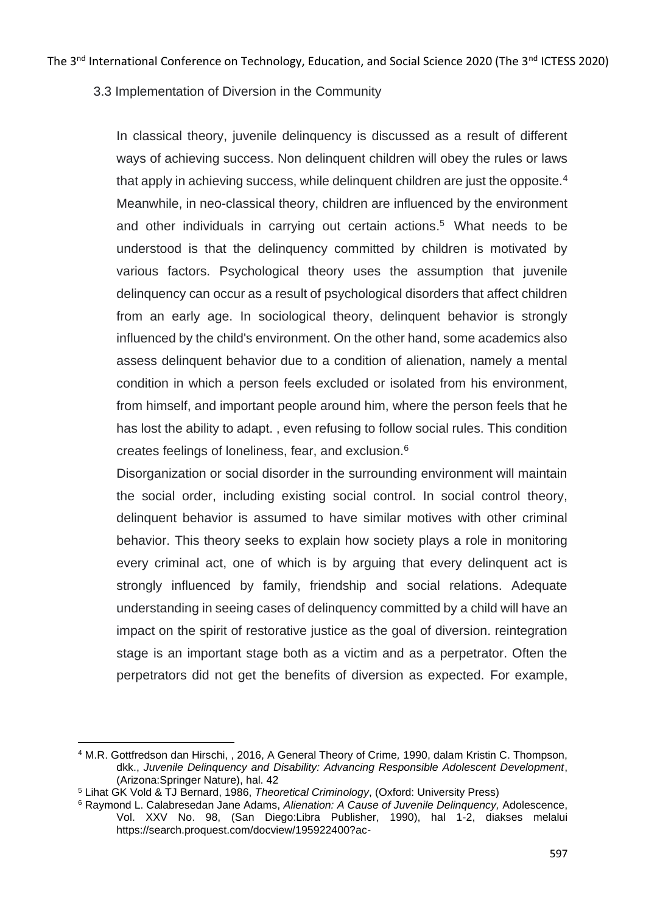### 3.3 Implementation of Diversion in the Community

In classical theory, juvenile delinquency is discussed as a result of different ways of achieving success. Non delinquent children will obey the rules or laws that apply in achieving success, while delinquent children are just the opposite.[4] Meanwhile, in neo-classical theory, children are influenced by the environment and other individuals in carrying out certain actions.[5] What needs to be understood is that the delinquency committed by children is motivated by various factors. Psychological theory uses the assumption that juvenile delinquency can occur as a result of psychological disorders that affect children from an early age. In sociological theory, delinquent behavior is strongly influenced by the child's environment. On the other hand, some academics also assess delinquent behavior due to a condition of alienation, namely a mental condition in which a person feels excluded or isolated from his environment, from himself, and important people around him, where the person feels that he has lost the ability to adapt. , even refusing to follow social rules. This condition creates feelings of loneliness, fear, and exclusion.[6]

Disorganization or social disorder in the surrounding environment will maintain the social order, including existing social control. In social control theory, delinquent behavior is assumed to have similar motives with other criminal behavior. This theory seeks to explain how society plays a role in monitoring every criminal act, one of which is by arguing that every delinquent act is strongly influenced by family, friendship and social relations. Adequate understanding in seeing cases of delinquency committed by a child will have an impact on the spirit of restorative justice as the goal of diversion. reintegration stage is an important stage both as a victim and as a perpetrator. Often the perpetrators did not get the benefits of diversion as expected. For example,

---

[4] M.R. Gottfredson dan Hirschi, , 2016, A General Theory of Crime, 1990, dalam Kristin C. Thompson, dkk., *Juvenile Delinquency and Disability: Advancing Responsible Adolescent Development*, (Arizona:Springer Nature), hal. 42

[5] Lihat GK Vold & TJ Bernard, 1986, *Theoretical Criminology*, (Oxford: University Press)

[6] Raymond L. Calabresedan Jane Adams, *Alienation: A Cause of Juvenile Delinquency,* Adolescence, Vol. XXV No. 98, (San Diego:Libra Publisher, 1990), hal 1-2, diakses melalui https://search.proquest.com/docview/195922400?ac-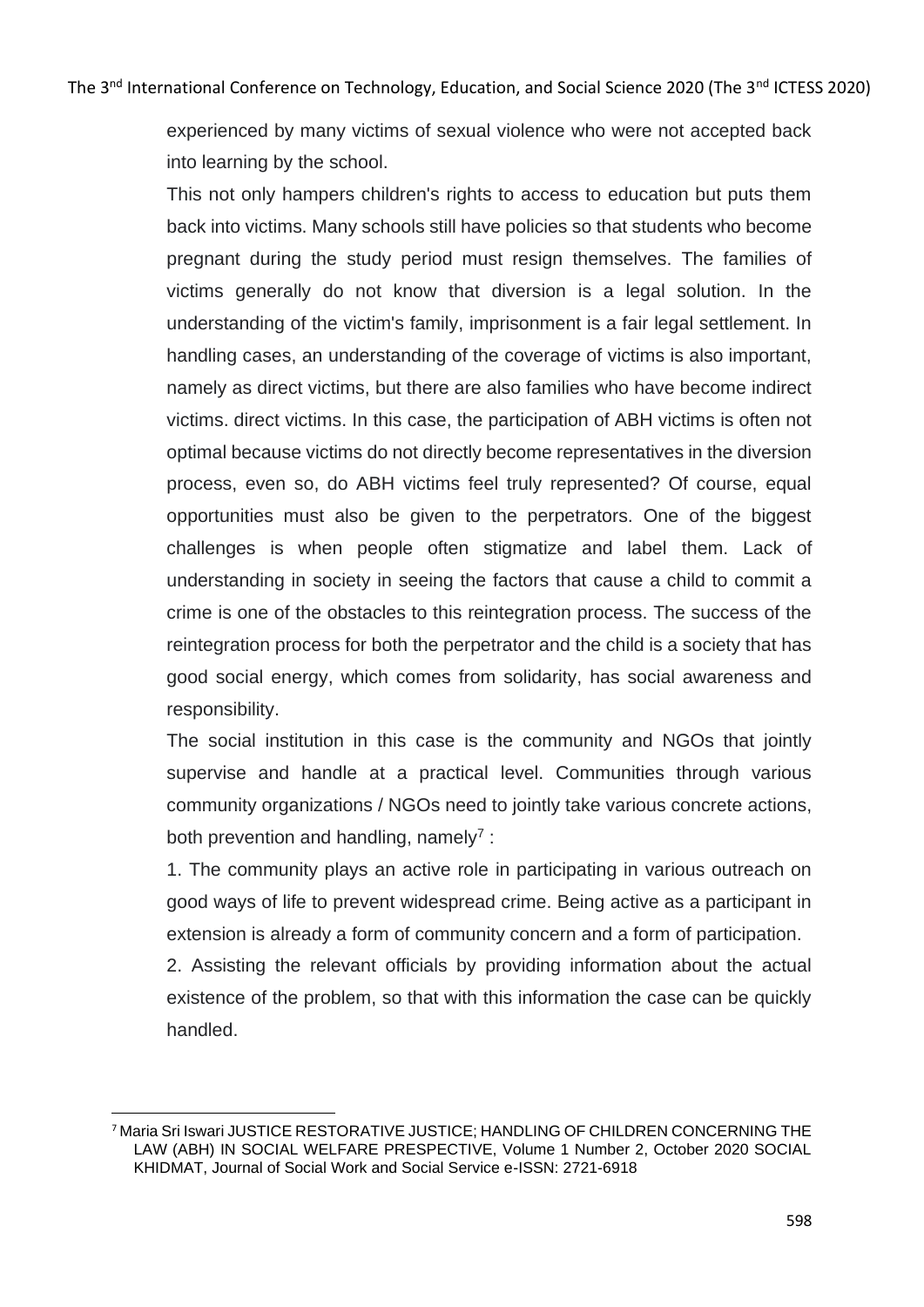experienced by many victims of sexual violence who were not accepted back into learning by the school.

This not only hampers children's rights to access to education but puts them back into victims. Many schools still have policies so that students who become pregnant during the study period must resign themselves. The families of victims generally do not know that diversion is a legal solution. In the understanding of the victim's family, imprisonment is a fair legal settlement. In handling cases, an understanding of the coverage of victims is also important, namely as direct victims, but there are also families who have become indirect victims. direct victims. In this case, the participation of ABH victims is often not optimal because victims do not directly become representatives in the diversion process, even so, do ABH victims feel truly represented? Of course, equal opportunities must also be given to the perpetrators. One of the biggest challenges is when people often stigmatize and label them. Lack of understanding in society in seeing the factors that cause a child to commit a crime is one of the obstacles to this reintegration process. The success of the reintegration process for both the perpetrator and the child is a society that has good social energy, which comes from solidarity, has social awareness and responsibility.

The social institution in this case is the community and NGOs that jointly supervise and handle at a practical level. Communities through various community organizations / NGOs need to jointly take various concrete actions, both prevention and handling, namely[7] :

1. The community plays an active role in participating in various outreach on good ways of life to prevent widespread crime. Being active as a participant in extension is already a form of community concern and a form of participation.
2. Assisting the relevant officials by providing information about the actual existence of the problem, so that with this information the case can be quickly handled.

---

[7] Maria Sri Iswari JUSTICE RESTORATIVE JUSTICE; HANDLING OF CHILDREN CONCERNING THE LAW (ABH) IN SOCIAL WELFARE PRESPECTIVE, Volume 1 Number 2, October 2020 SOCIAL KHIDMAT, Journal of Social Work and Social Service e-ISSN: 2721-6918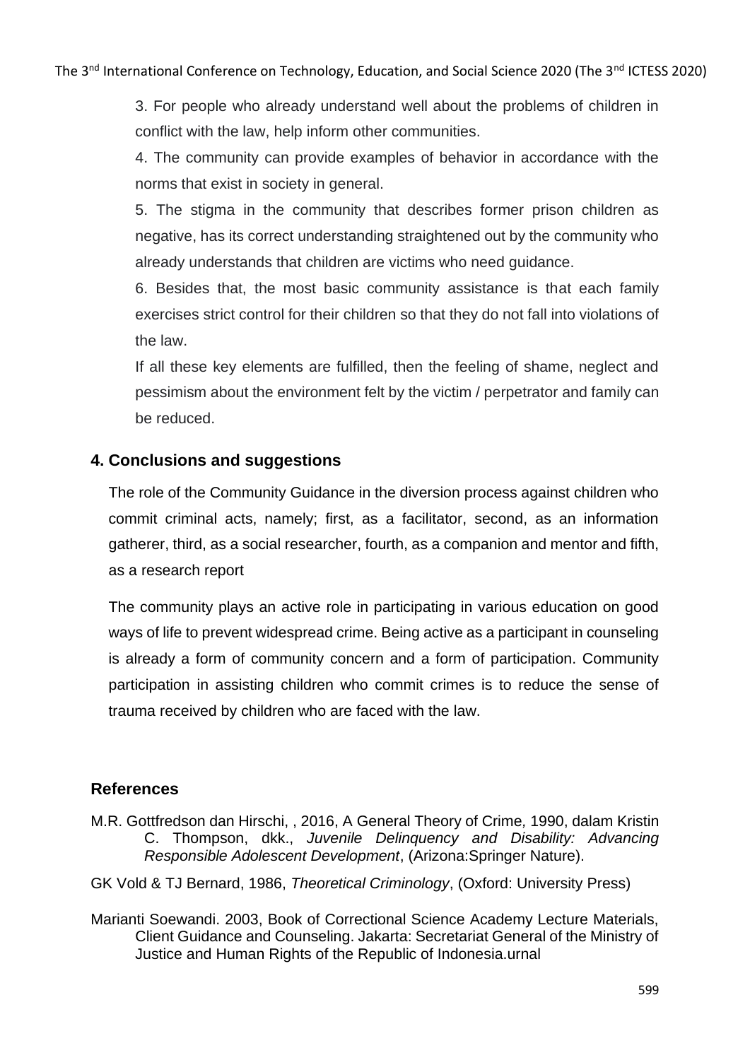3. For people who already understand well about the problems of children in conflict with the law, help inform other communities.

4. The community can provide examples of behavior in accordance with the norms that exist in society in general.

5. The stigma in the community that describes former prison children as negative, has its correct understanding straightened out by the community who already understands that children are victims who need guidance.

6. Besides that, the most basic community assistance is that each family exercises strict control for their children so that they do not fall into violations of the law.

If all these key elements are fulfilled, then the feeling of shame, neglect and pessimism about the environment felt by the victim / perpetrator and family can be reduced.

## 4. Conclusions and suggestions

The role of the Community Guidance in the diversion process against children who commit criminal acts, namely; first, as a facilitator, second, as an information gatherer, third, as a social researcher, fourth, as a companion and mentor and fifth, as a research report

The community plays an active role in participating in various education on good ways of life to prevent widespread crime. Being active as a participant in counseling is already a form of community concern and a form of participation. Community participation in assisting children who commit crimes is to reduce the sense of trauma received by children who are faced with the law.

## References

M.R. Gottfredson dan Hirschi, , 2016, A General Theory of Crime, 1990, dalam Kristin C. Thompson, dkk., *Juvenile Delinquency and Disability: Advancing Responsible Adolescent Development*, (Arizona:Springer Nature).

GK Vold & TJ Bernard, 1986, *Theoretical Criminology*, (Oxford: University Press)

Marianti Soewandi. 2003, Book of Correctional Science Academy Lecture Materials, Client Guidance and Counseling. Jakarta: Secretariat General of the Ministry of Justice and Human Rights of the Republic of Indonesia.urnal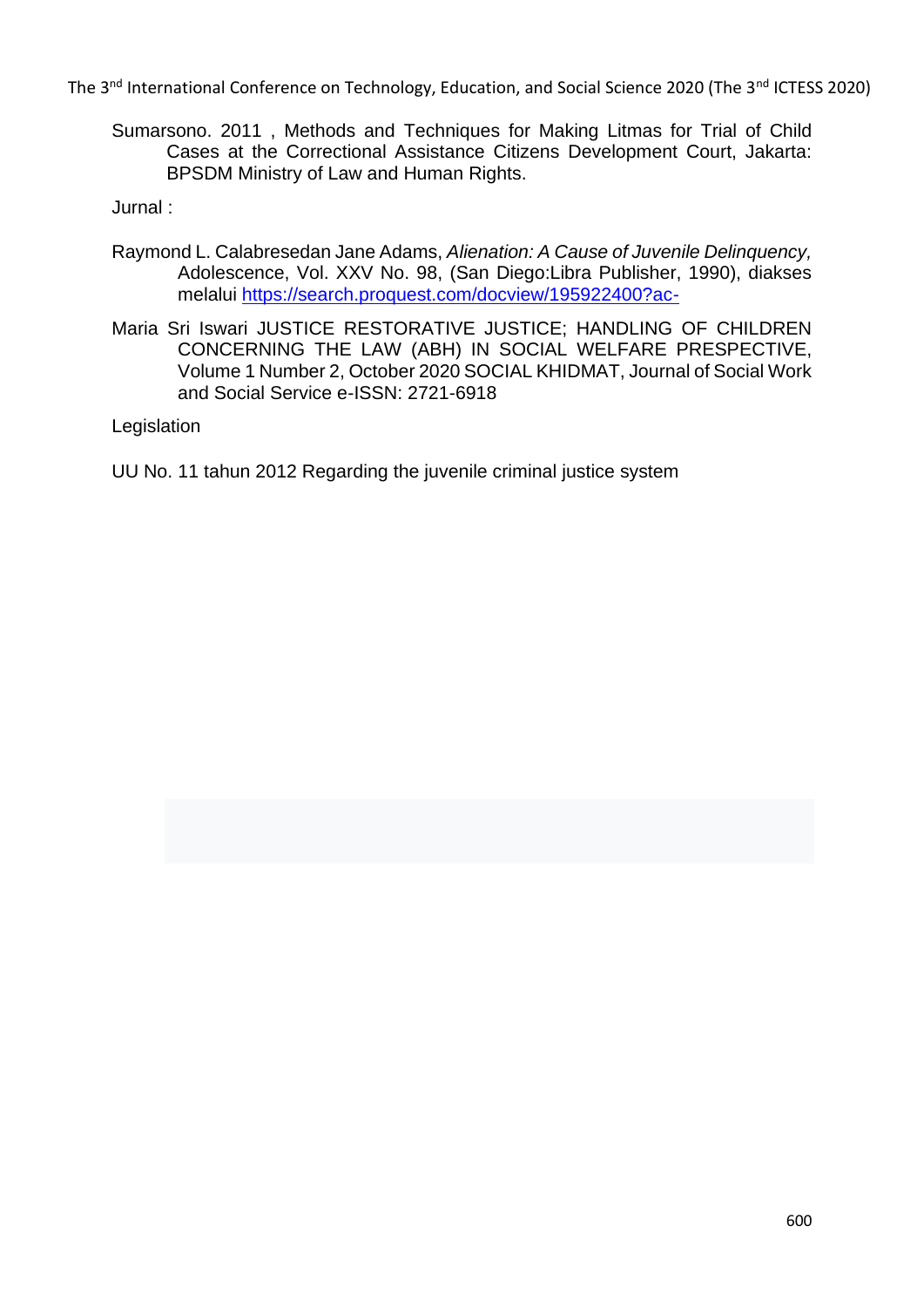Sumarsono. 2011 , Methods and Techniques for Making Litmas for Trial of Child Cases at the Correctional Assistance Citizens Development Court, Jakarta: BPSDM Ministry of Law and Human Rights.

Jurnal :

Raymond L. Calabresedan Jane Adams, *Alienation: A Cause of Juvenile Delinquency,* Adolescence, Vol. XXV No. 98, (San Diego:Libra Publisher, 1990), diakses melalui https://search.proquest.com/docview/195922400?ac-

Maria Sri Iswari JUSTICE RESTORATIVE JUSTICE; HANDLING OF CHILDREN CONCERNING THE LAW (ABH) IN SOCIAL WELFARE PRESPECTIVE, Volume 1 Number 2, October 2020 SOCIAL KHIDMAT, Journal of Social Work and Social Service e-ISSN: 2721-6918

Legislation

UU No. 11 tahun 2012 Regarding the juvenile criminal justice system